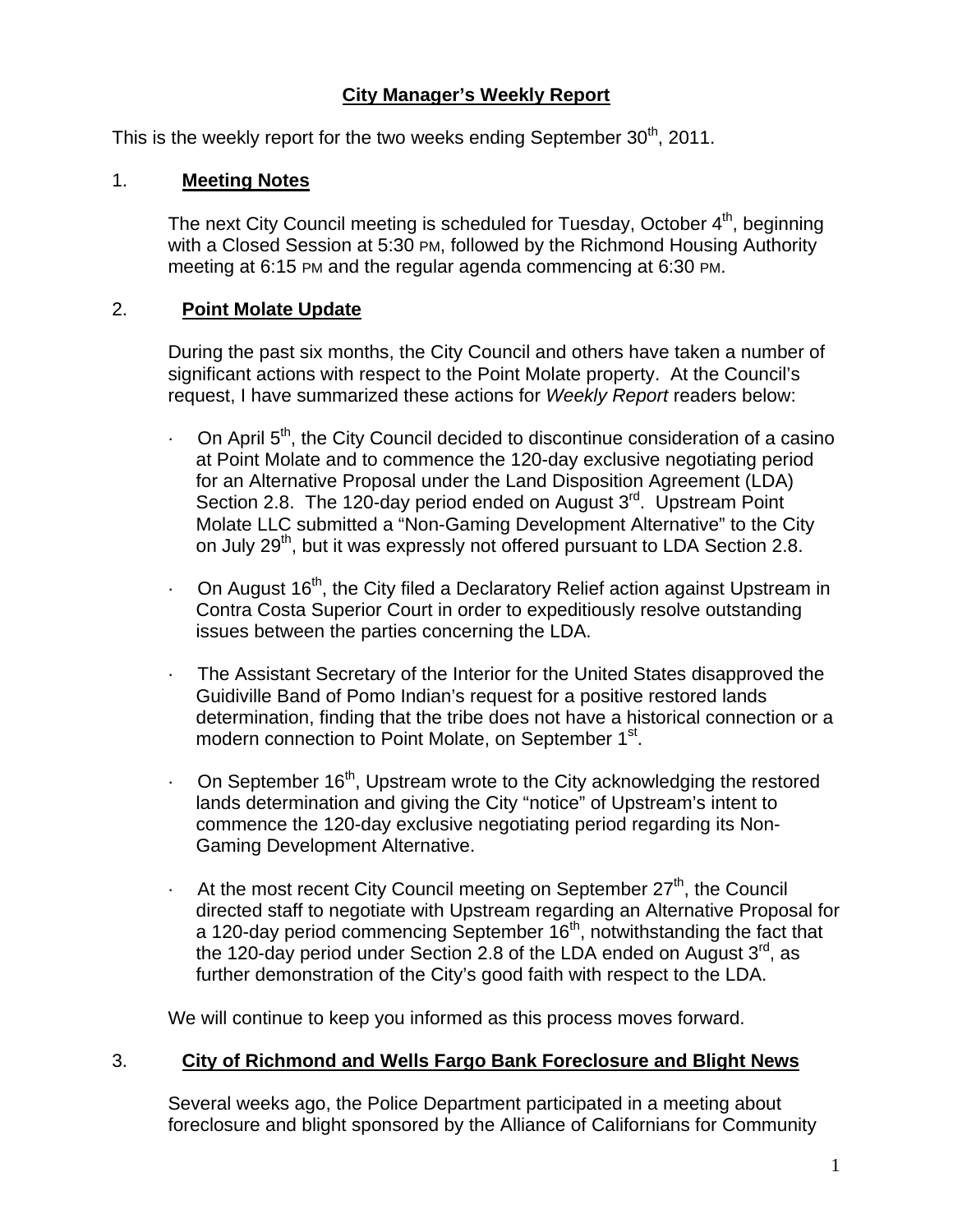# City Manager's Weekly Report

This is the weekly report for the two weeks ending September 30th, 2011.

## 1. Meeting Notes

The next City Council meeting is scheduled for Tuesday, October 4th, beginning with a Closed Session at 5:30 PM, followed by the Richmond Housing Authority meeting at 6:15 PM and the regular agenda commencing at 6:30 PM.

## 2. Point Molate Update

During the past six months, the City Council and others have taken a number of significant actions with respect to the Point Molate property. At the Council's request, I have summarized these actions for *Weekly Report* readers below:

- On April 5th, the City Council decided to discontinue consideration of a casino at Point Molate and to commence the 120-day exclusive negotiating period for an Alternative Proposal under the Land Disposition Agreement (LDA) Section 2.8. The 120-day period ended on August 3rd. Upstream Point Molate LLC submitted a "Non-Gaming Development Alternative" to the City on July 29th, but it was expressly not offered pursuant to LDA Section 2.8.

- On August 16th, the City filed a Declaratory Relief action against Upstream in Contra Costa Superior Court in order to expeditiously resolve outstanding issues between the parties concerning the LDA.

- The Assistant Secretary of the Interior for the United States disapproved the Guidiville Band of Pomo Indian's request for a positive restored lands determination, finding that the tribe does not have a historical connection or a modern connection to Point Molate, on September 1st.

- On September 16th, Upstream wrote to the City acknowledging the restored lands determination and giving the City "notice" of Upstream's intent to commence the 120-day exclusive negotiating period regarding its Non-Gaming Development Alternative.

- At the most recent City Council meeting on September 27th, the Council directed staff to negotiate with Upstream regarding an Alternative Proposal for a 120-day period commencing September 16th, notwithstanding the fact that the 120-day period under Section 2.8 of the LDA ended on August 3rd, as further demonstration of the City's good faith with respect to the LDA.

We will continue to keep you informed as this process moves forward.

## 3. City of Richmond and Wells Fargo Bank Foreclosure and Blight News

Several weeks ago, the Police Department participated in a meeting about foreclosure and blight sponsored by the Alliance of Californians for Community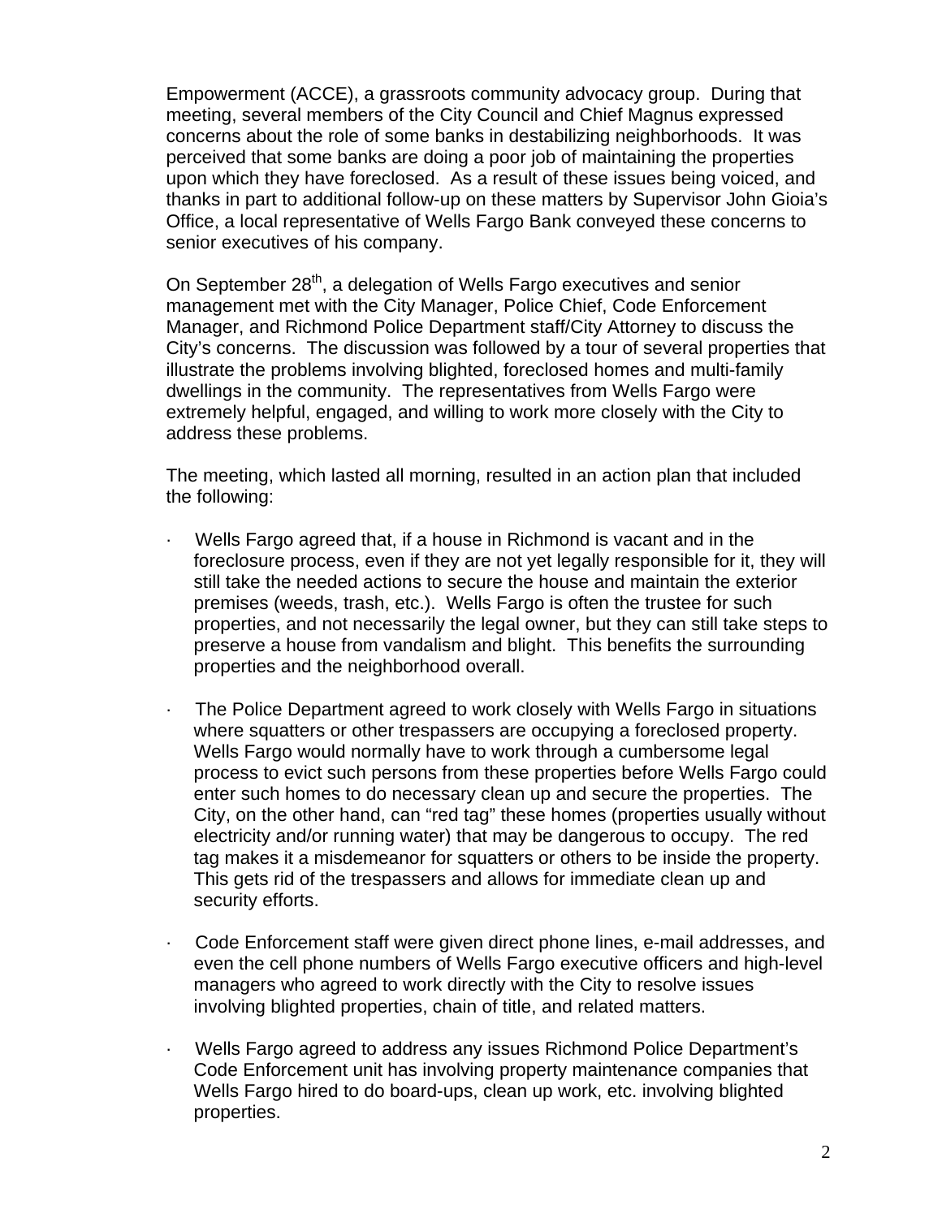Empowerment (ACCE), a grassroots community advocacy group. During that meeting, several members of the City Council and Chief Magnus expressed concerns about the role of some banks in destabilizing neighborhoods. It was perceived that some banks are doing a poor job of maintaining the properties upon which they have foreclosed. As a result of these issues being voiced, and thanks in part to additional follow-up on these matters by Supervisor John Gioia's Office, a local representative of Wells Fargo Bank conveyed these concerns to senior executives of his company.

On September 28th, a delegation of Wells Fargo executives and senior management met with the City Manager, Police Chief, Code Enforcement Manager, and Richmond Police Department staff/City Attorney to discuss the City's concerns. The discussion was followed by a tour of several properties that illustrate the problems involving blighted, foreclosed homes and multi-family dwellings in the community. The representatives from Wells Fargo were extremely helpful, engaged, and willing to work more closely with the City to address these problems.

The meeting, which lasted all morning, resulted in an action plan that included the following:

- Wells Fargo agreed that, if a house in Richmond is vacant and in the foreclosure process, even if they are not yet legally responsible for it, they will still take the needed actions to secure the house and maintain the exterior premises (weeds, trash, etc.). Wells Fargo is often the trustee for such properties, and not necessarily the legal owner, but they can still take steps to preserve a house from vandalism and blight. This benefits the surrounding properties and the neighborhood overall.

- The Police Department agreed to work closely with Wells Fargo in situations where squatters or other trespassers are occupying a foreclosed property. Wells Fargo would normally have to work through a cumbersome legal process to evict such persons from these properties before Wells Fargo could enter such homes to do necessary clean up and secure the properties. The City, on the other hand, can "red tag" these homes (properties usually without electricity and/or running water) that may be dangerous to occupy. The red tag makes it a misdemeanor for squatters or others to be inside the property. This gets rid of the trespassers and allows for immediate clean up and security efforts.

- Code Enforcement staff were given direct phone lines, e-mail addresses, and even the cell phone numbers of Wells Fargo executive officers and high-level managers who agreed to work directly with the City to resolve issues involving blighted properties, chain of title, and related matters.

- Wells Fargo agreed to address any issues Richmond Police Department's Code Enforcement unit has involving property maintenance companies that Wells Fargo hired to do board-ups, clean up work, etc. involving blighted properties.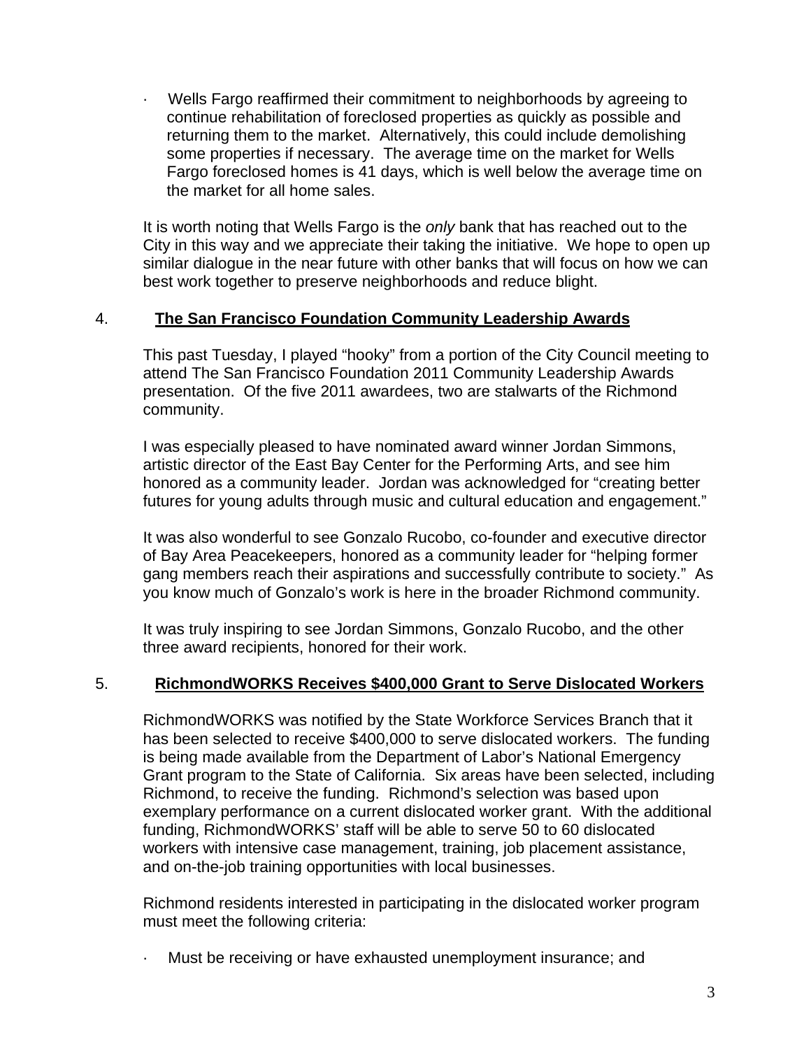- Wells Fargo reaffirmed their commitment to neighborhoods by agreeing to continue rehabilitation of foreclosed properties as quickly as possible and returning them to the market. Alternatively, this could include demolishing some properties if necessary. The average time on the market for Wells Fargo foreclosed homes is 41 days, which is well below the average time on the market for all home sales.

It is worth noting that Wells Fargo is the *only* bank that has reached out to the City in this way and we appreciate their taking the initiative. We hope to open up similar dialogue in the near future with other banks that will focus on how we can best work together to preserve neighborhoods and reduce blight.

## 4. The San Francisco Foundation Community Leadership Awards

This past Tuesday, I played "hooky" from a portion of the City Council meeting to attend The San Francisco Foundation 2011 Community Leadership Awards presentation. Of the five 2011 awardees, two are stalwarts of the Richmond community.

I was especially pleased to have nominated award winner Jordan Simmons, artistic director of the East Bay Center for the Performing Arts, and see him honored as a community leader. Jordan was acknowledged for "creating better futures for young adults through music and cultural education and engagement."

It was also wonderful to see Gonzalo Rucobo, co-founder and executive director of Bay Area Peacekeepers, honored as a community leader for "helping former gang members reach their aspirations and successfully contribute to society." As you know much of Gonzalo's work is here in the broader Richmond community.

It was truly inspiring to see Jordan Simmons, Gonzalo Rucobo, and the other three award recipients, honored for their work.

## 5. RichmondWORKS Receives $400,000 Grant to Serve Dislocated Workers

RichmondWORKS was notified by the State Workforce Services Branch that it has been selected to receive $400,000 to serve dislocated workers. The funding is being made available from the Department of Labor's National Emergency Grant program to the State of California. Six areas have been selected, including Richmond, to receive the funding. Richmond's selection was based upon exemplary performance on a current dislocated worker grant. With the additional funding, RichmondWORKS' staff will be able to serve 50 to 60 dislocated workers with intensive case management, training, job placement assistance, and on-the-job training opportunities with local businesses.

Richmond residents interested in participating in the dislocated worker program must meet the following criteria:

- Must be receiving or have exhausted unemployment insurance; and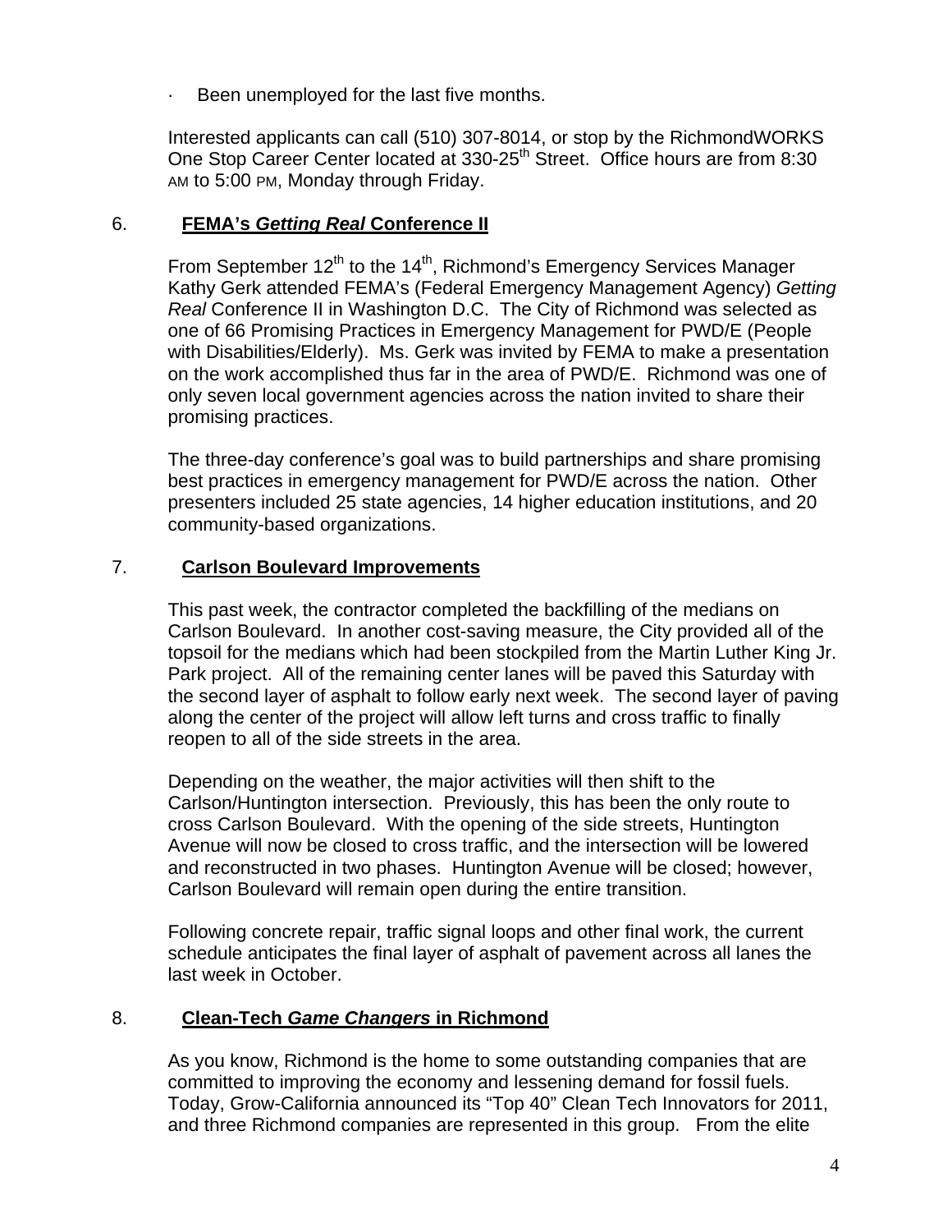- Been unemployed for the last five months.

Interested applicants can call (510) 307-8014, or stop by the RichmondWORKS One Stop Career Center located at 330-25th Street. Office hours are from 8:30 AM to 5:00 PM, Monday through Friday.

## 6. **FEMA's *Getting Real* Conference II**

From September 12th to the 14th, Richmond's Emergency Services Manager Kathy Gerk attended FEMA's (Federal Emergency Management Agency) *Getting Real* Conference II in Washington D.C. The City of Richmond was selected as one of 66 Promising Practices in Emergency Management for PWD/E (People with Disabilities/Elderly). Ms. Gerk was invited by FEMA to make a presentation on the work accomplished thus far in the area of PWD/E. Richmond was one of only seven local government agencies across the nation invited to share their promising practices.

The three-day conference's goal was to build partnerships and share promising best practices in emergency management for PWD/E across the nation. Other presenters included 25 state agencies, 14 higher education institutions, and 20 community-based organizations.

## 7. **Carlson Boulevard Improvements**

This past week, the contractor completed the backfilling of the medians on Carlson Boulevard. In another cost-saving measure, the City provided all of the topsoil for the medians which had been stockpiled from the Martin Luther King Jr. Park project. All of the remaining center lanes will be paved this Saturday with the second layer of asphalt to follow early next week. The second layer of paving along the center of the project will allow left turns and cross traffic to finally reopen to all of the side streets in the area.

Depending on the weather, the major activities will then shift to the Carlson/Huntington intersection. Previously, this has been the only route to cross Carlson Boulevard. With the opening of the side streets, Huntington Avenue will now be closed to cross traffic, and the intersection will be lowered and reconstructed in two phases. Huntington Avenue will be closed; however, Carlson Boulevard will remain open during the entire transition.

Following concrete repair, traffic signal loops and other final work, the current schedule anticipates the final layer of asphalt of pavement across all lanes the last week in October.

## 8. **Clean-Tech *Game Changers* in Richmond**

As you know, Richmond is the home to some outstanding companies that are committed to improving the economy and lessening demand for fossil fuels. Today, Grow-California announced its "Top 40" Clean Tech Innovators for 2011, and three Richmond companies are represented in this group. From the elite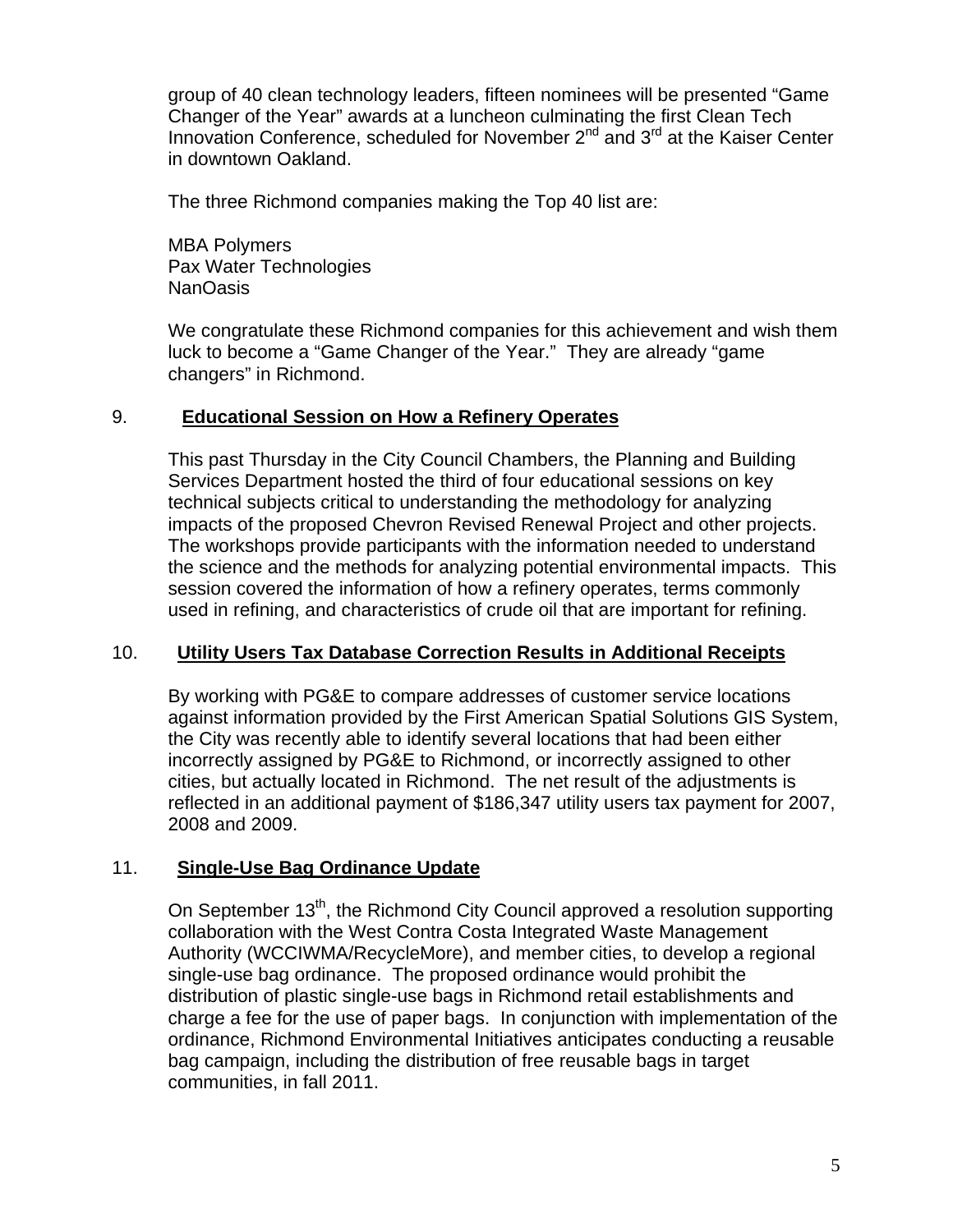group of 40 clean technology leaders, fifteen nominees will be presented "Game Changer of the Year" awards at a luncheon culminating the first Clean Tech Innovation Conference, scheduled for November 2nd and 3rd at the Kaiser Center in downtown Oakland.

The three Richmond companies making the Top 40 list are:

MBA Polymers
Pax Water Technologies
NanOasis

We congratulate these Richmond companies for this achievement and wish them luck to become a "Game Changer of the Year." They are already "game changers" in Richmond.

9. **Educational Session on How a Refinery Operates**

This past Thursday in the City Council Chambers, the Planning and Building Services Department hosted the third of four educational sessions on key technical subjects critical to understanding the methodology for analyzing impacts of the proposed Chevron Revised Renewal Project and other projects. The workshops provide participants with the information needed to understand the science and the methods for analyzing potential environmental impacts. This session covered the information of how a refinery operates, terms commonly used in refining, and characteristics of crude oil that are important for refining.

10. **Utility Users Tax Database Correction Results in Additional Receipts**

By working with PG&E to compare addresses of customer service locations against information provided by the First American Spatial Solutions GIS System, the City was recently able to identify several locations that had been either incorrectly assigned by PG&E to Richmond, or incorrectly assigned to other cities, but actually located in Richmond. The net result of the adjustments is reflected in an additional payment of $186,347 utility users tax payment for 2007, 2008 and 2009.

11. **Single-Use Bag Ordinance Update**

On September 13th, the Richmond City Council approved a resolution supporting collaboration with the West Contra Costa Integrated Waste Management Authority (WCCIWMA/RecycleMore), and member cities, to develop a regional single-use bag ordinance. The proposed ordinance would prohibit the distribution of plastic single-use bags in Richmond retail establishments and charge a fee for the use of paper bags. In conjunction with implementation of the ordinance, Richmond Environmental Initiatives anticipates conducting a reusable bag campaign, including the distribution of free reusable bags in target communities, in fall 2011.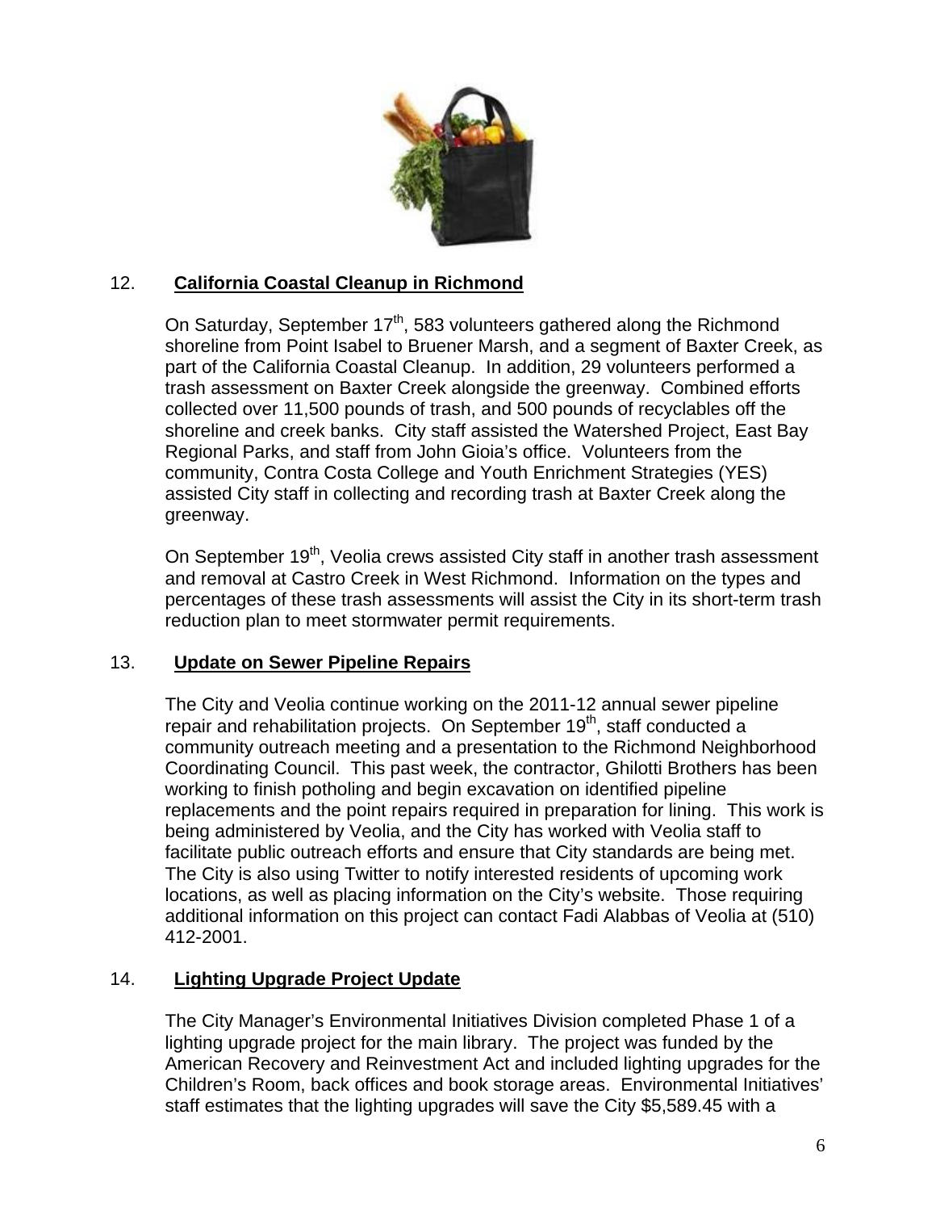12. **California Coastal Cleanup in Richmond**

On Saturday, September 17th, 583 volunteers gathered along the Richmond shoreline from Point Isabel to Bruener Marsh, and a segment of Baxter Creek, as part of the California Coastal Cleanup. In addition, 29 volunteers performed a trash assessment on Baxter Creek alongside the greenway. Combined efforts collected over 11,500 pounds of trash, and 500 pounds of recyclables off the shoreline and creek banks. City staff assisted the Watershed Project, East Bay Regional Parks, and staff from John Gioia's office. Volunteers from the community, Contra Costa College and Youth Enrichment Strategies (YES) assisted City staff in collecting and recording trash at Baxter Creek along the greenway.

On September 19th, Veolia crews assisted City staff in another trash assessment and removal at Castro Creek in West Richmond. Information on the types and percentages of these trash assessments will assist the City in its short-term trash reduction plan to meet stormwater permit requirements.

13. **Update on Sewer Pipeline Repairs**

The City and Veolia continue working on the 2011-12 annual sewer pipeline repair and rehabilitation projects. On September 19th, staff conducted a community outreach meeting and a presentation to the Richmond Neighborhood Coordinating Council. This past week, the contractor, Ghilotti Brothers has been working to finish potholing and begin excavation on identified pipeline replacements and the point repairs required in preparation for lining. This work is being administered by Veolia, and the City has worked with Veolia staff to facilitate public outreach efforts and ensure that City standards are being met. The City is also using Twitter to notify interested residents of upcoming work locations, as well as placing information on the City's website. Those requiring additional information on this project can contact Fadi Alabbas of Veolia at (510) 412-2001.

14. **Lighting Upgrade Project Update**

The City Manager's Environmental Initiatives Division completed Phase 1 of a lighting upgrade project for the main library. The project was funded by the American Recovery and Reinvestment Act and included lighting upgrades for the Children's Room, back offices and book storage areas. Environmental Initiatives' staff estimates that the lighting upgrades will save the City $5,589.45 with a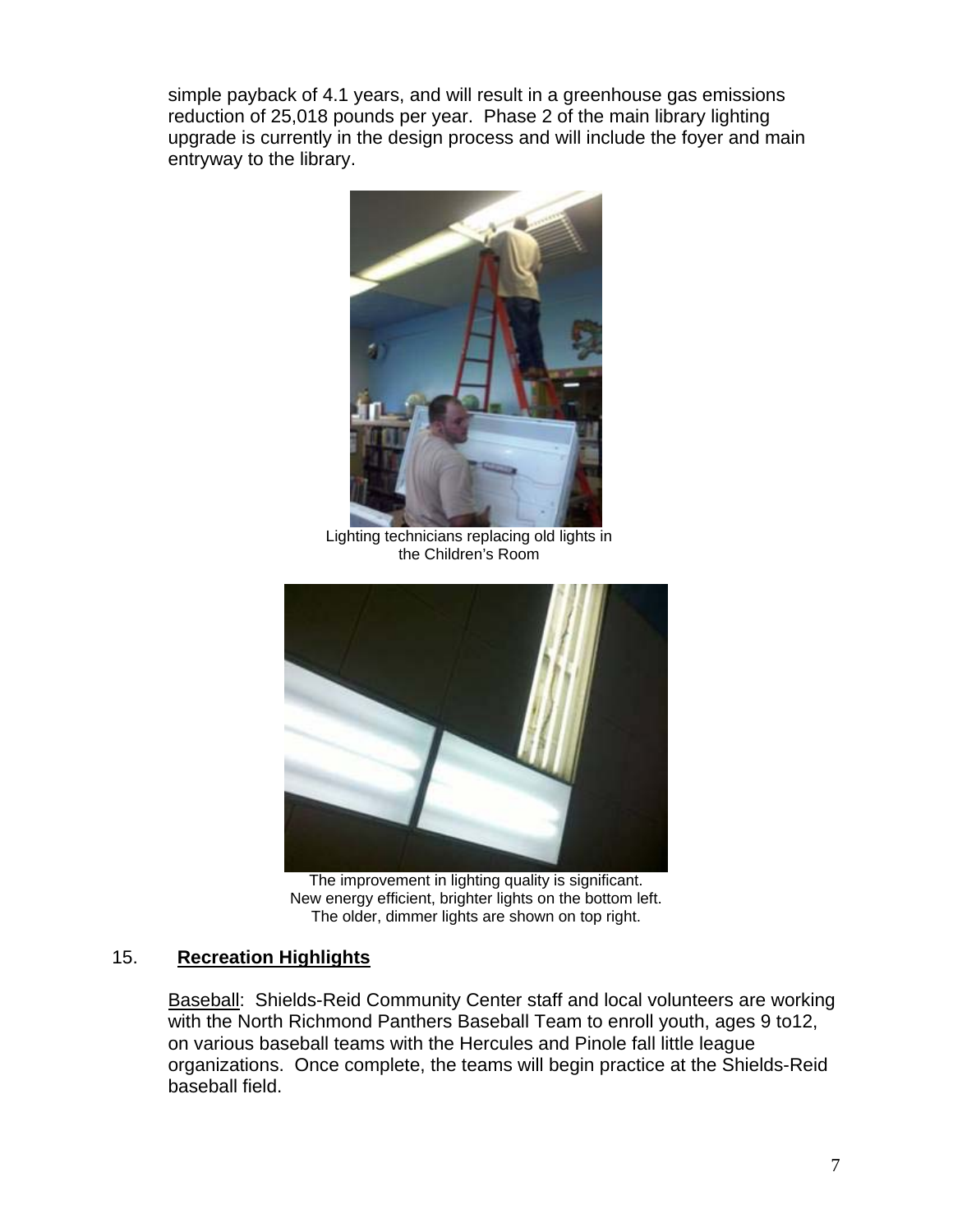simple payback of 4.1 years, and will result in a greenhouse gas emissions reduction of 25,018 pounds per year. Phase 2 of the main library lighting upgrade is currently in the design process and will include the foyer and main entryway to the library.

Lighting technicians replacing old lights in the Children's Room

The improvement in lighting quality is significant. New energy efficient, brighter lights on the bottom left. The older, dimmer lights are shown on top right.

15. **Recreation Highlights**

Baseball: Shields-Reid Community Center staff and local volunteers are working with the North Richmond Panthers Baseball Team to enroll youth, ages 9 to12, on various baseball teams with the Hercules and Pinole fall little league organizations. Once complete, the teams will begin practice at the Shields-Reid baseball field.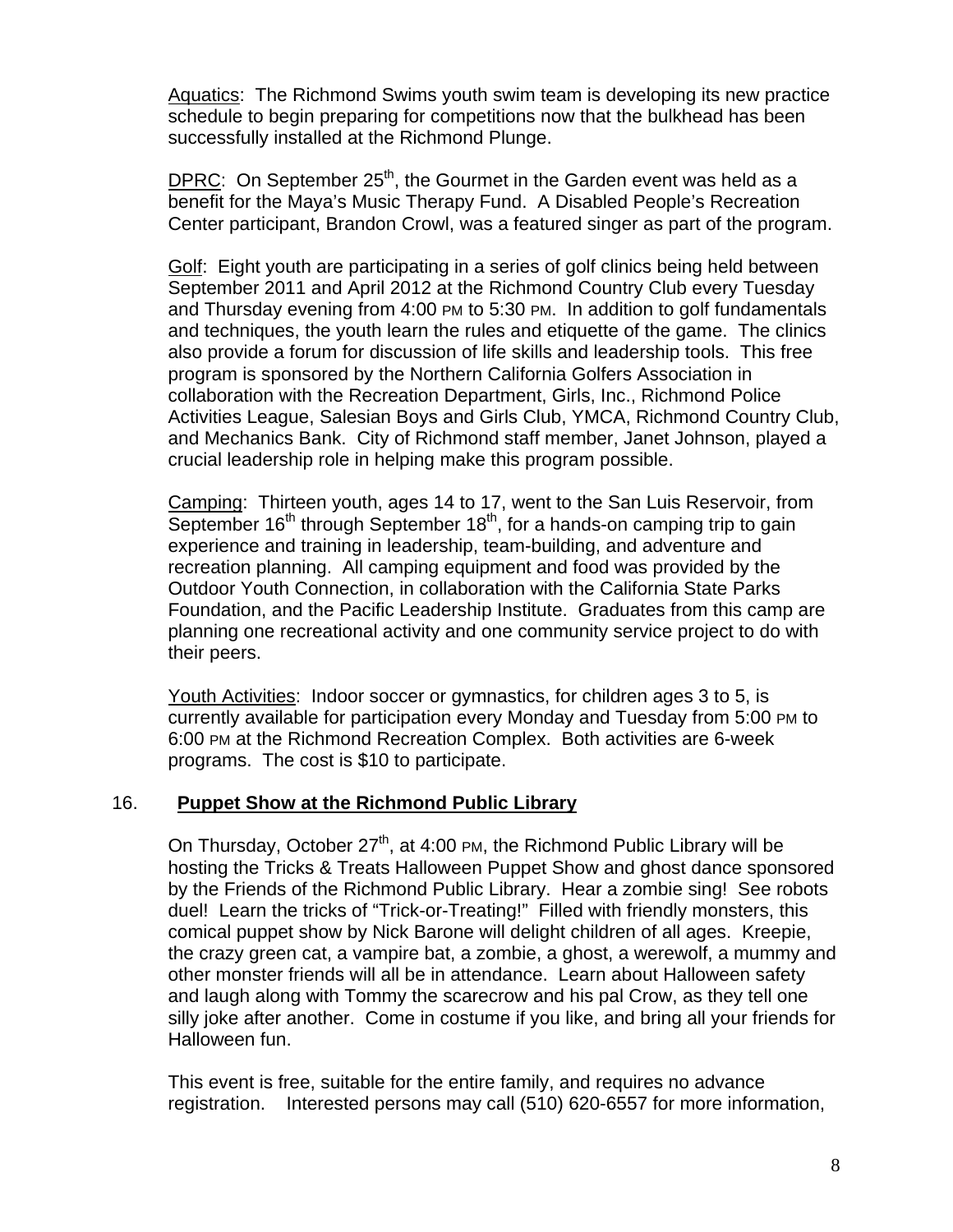Aquatics: The Richmond Swims youth swim team is developing its new practice schedule to begin preparing for competitions now that the bulkhead has been successfully installed at the Richmond Plunge.

DPRC: On September 25th, the Gourmet in the Garden event was held as a benefit for the Maya's Music Therapy Fund. A Disabled People's Recreation Center participant, Brandon Crowl, was a featured singer as part of the program.

Golf: Eight youth are participating in a series of golf clinics being held between September 2011 and April 2012 at the Richmond Country Club every Tuesday and Thursday evening from 4:00 PM to 5:30 PM. In addition to golf fundamentals and techniques, the youth learn the rules and etiquette of the game. The clinics also provide a forum for discussion of life skills and leadership tools. This free program is sponsored by the Northern California Golfers Association in collaboration with the Recreation Department, Girls, Inc., Richmond Police Activities League, Salesian Boys and Girls Club, YMCA, Richmond Country Club, and Mechanics Bank. City of Richmond staff member, Janet Johnson, played a crucial leadership role in helping make this program possible.

Camping: Thirteen youth, ages 14 to 17, went to the San Luis Reservoir, from September 16th through September 18th, for a hands-on camping trip to gain experience and training in leadership, team-building, and adventure and recreation planning. All camping equipment and food was provided by the Outdoor Youth Connection, in collaboration with the California State Parks Foundation, and the Pacific Leadership Institute. Graduates from this camp are planning one recreational activity and one community service project to do with their peers.

Youth Activities: Indoor soccer or gymnastics, for children ages 3 to 5, is currently available for participation every Monday and Tuesday from 5:00 PM to 6:00 PM at the Richmond Recreation Complex. Both activities are 6-week programs. The cost is $10 to participate.

## 16. Puppet Show at the Richmond Public Library

On Thursday, October 27th, at 4:00 PM, the Richmond Public Library will be hosting the Tricks & Treats Halloween Puppet Show and ghost dance sponsored by the Friends of the Richmond Public Library. Hear a zombie sing! See robots duel! Learn the tricks of "Trick-or-Treating!" Filled with friendly monsters, this comical puppet show by Nick Barone will delight children of all ages. Kreepie, the crazy green cat, a vampire bat, a zombie, a ghost, a werewolf, a mummy and other monster friends will all be in attendance. Learn about Halloween safety and laugh along with Tommy the scarecrow and his pal Crow, as they tell one silly joke after another. Come in costume if you like, and bring all your friends for Halloween fun.

This event is free, suitable for the entire family, and requires no advance registration. Interested persons may call (510) 620-6557 for more information,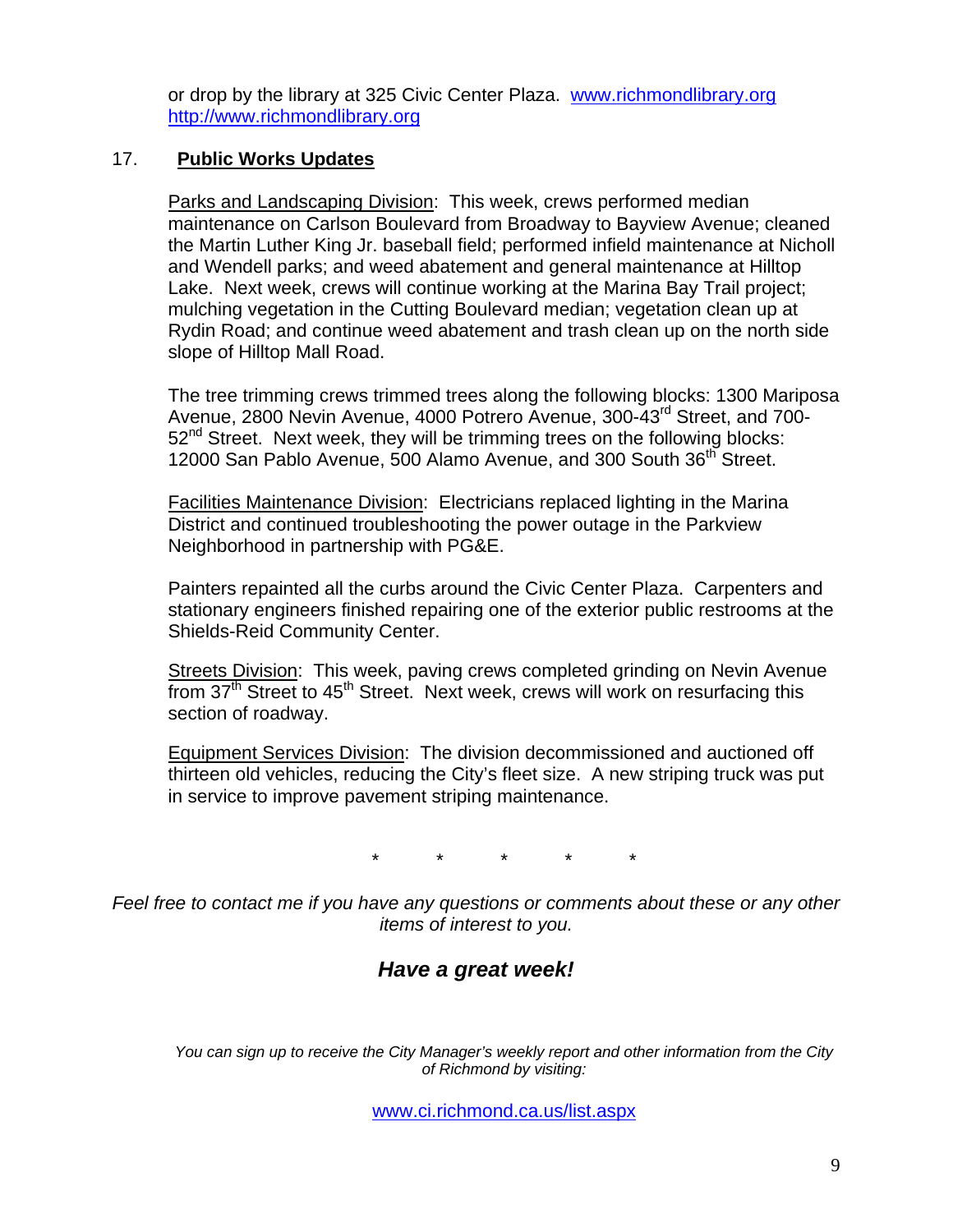or drop by the library at 325 Civic Center Plaza. [www.richmondlibrary.org](http://www.richmondlibrary.org) [http://www.richmondlibrary.org](http://www.richmondlibrary.org)

## 17. Public Works Updates

Parks and Landscaping Division: This week, crews performed median maintenance on Carlson Boulevard from Broadway to Bayview Avenue; cleaned the Martin Luther King Jr. baseball field; performed infield maintenance at Nicholl and Wendell parks; and weed abatement and general maintenance at Hilltop Lake. Next week, crews will continue working at the Marina Bay Trail project; mulching vegetation in the Cutting Boulevard median; vegetation clean up at Rydin Road; and continue weed abatement and trash clean up on the north side slope of Hilltop Mall Road.

The tree trimming crews trimmed trees along the following blocks: 1300 Mariposa Avenue, 2800 Nevin Avenue, 4000 Potrero Avenue, 300-43rd Street, and 700-52nd Street. Next week, they will be trimming trees on the following blocks: 12000 San Pablo Avenue, 500 Alamo Avenue, and 300 South 36th Street.

Facilities Maintenance Division: Electricians replaced lighting in the Marina District and continued troubleshooting the power outage in the Parkview Neighborhood in partnership with PG&E.

Painters repainted all the curbs around the Civic Center Plaza. Carpenters and stationary engineers finished repairing one of the exterior public restrooms at the Shields-Reid Community Center.

Streets Division: This week, paving crews completed grinding on Nevin Avenue from 37th Street to 45th Street. Next week, crews will work on resurfacing this section of roadway.

Equipment Services Division: The division decommissioned and auctioned off thirteen old vehicles, reducing the City's fleet size. A new striping truck was put in service to improve pavement striping maintenance.

\* \* \* \* \*

*Feel free to contact me if you have any questions or comments about these or any other items of interest to you.*

***Have a great week!***

*You can sign up to receive the City Manager's weekly report and other information from the City of Richmond by visiting:*

[www.ci.richmond.ca.us/list.aspx](http://www.ci.richmond.ca.us/list.aspx)